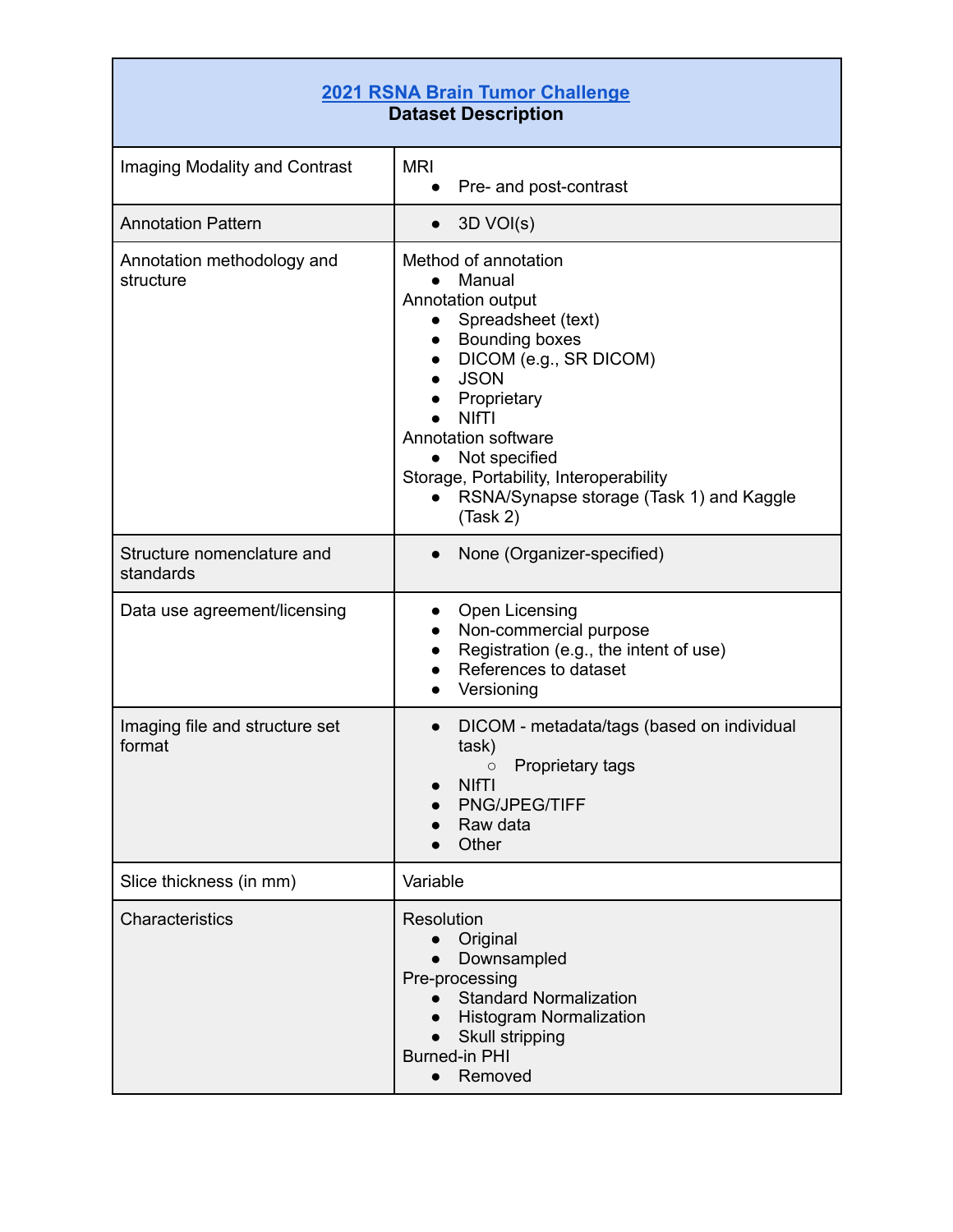| 2021 RSNA Brain Tumor Challenge<br>**Dataset Description** | |
|---|---|
| Imaging Modality and Contrast | MRI<br>• Pre- and post-contrast |
| Annotation Pattern | • 3D VOI(s) |
| Annotation methodology and structure | Method of annotation<br>• Manual<br>Annotation output<br>• Spreadsheet (text)<br>• Bounding boxes<br>• DICOM (e.g., SR DICOM)<br>• JSON<br>• Proprietary<br>• NIfTI<br>Annotation software<br>• Not specified<br>Storage, Portability, Interoperability<br>• RSNA/Synapse storage (Task 1) and Kaggle (Task 2) |
| Structure nomenclature and standards | • None (Organizer-specified) |
| Data use agreement/licensing | • Open Licensing<br>• Non-commercial purpose<br>• Registration (e.g., the intent of use)<br>• References to dataset<br>• Versioning |
| Imaging file and structure set format | • DICOM - metadata/tags (based on individual task)<br>  ○ Proprietary tags<br>• NIfTI<br>• PNG/JPEG/TIFF<br>• Raw data<br>• Other |
| Slice thickness (in mm) | Variable |
| Characteristics | Resolution<br>• Original<br>• Downsampled<br>Pre-processing<br>• Standard Normalization<br>• Histogram Normalization<br>• Skull stripping<br>Burned-in PHI<br>• Removed |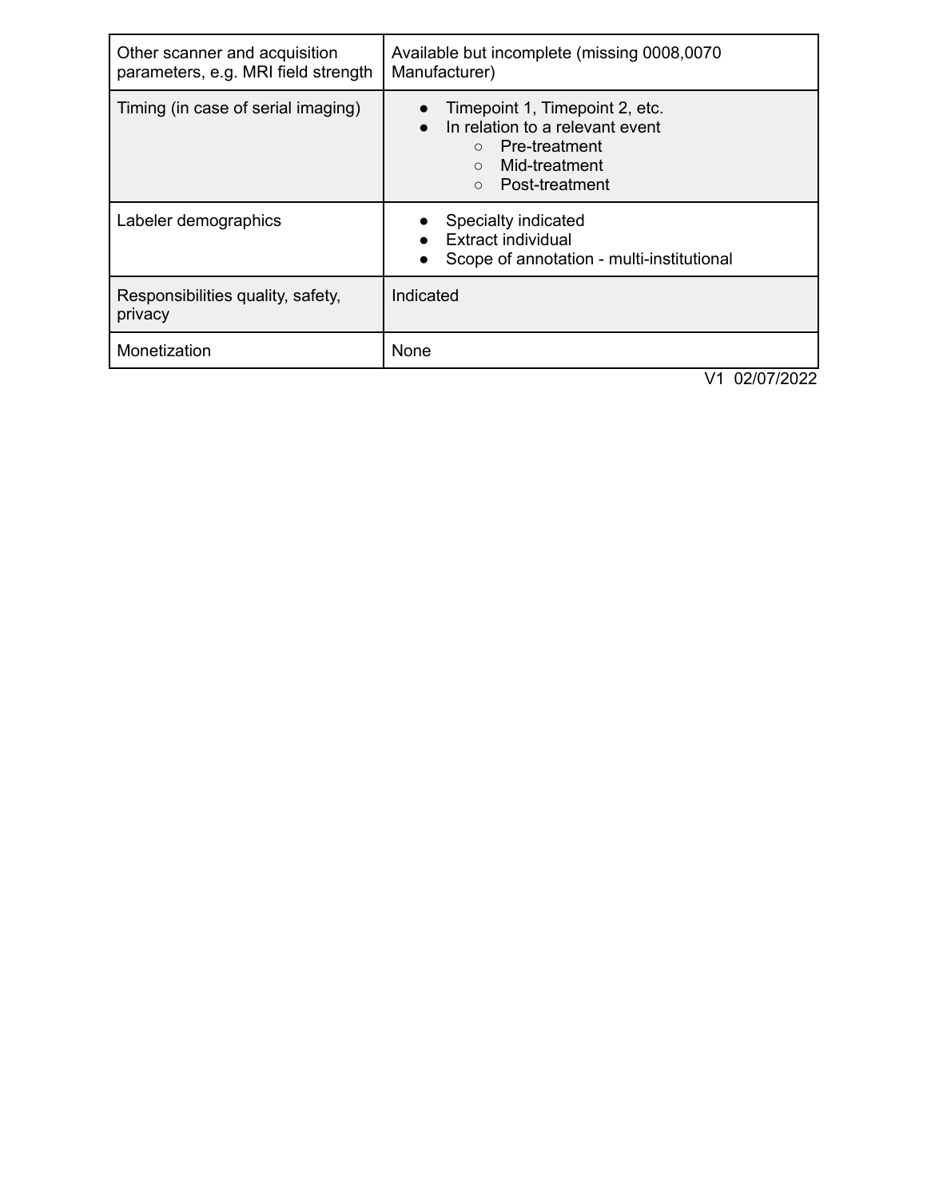| | |
|---|---|
| Other scanner and acquisition parameters, e.g. MRI field strength | Available but incomplete (missing 0008,0070 Manufacturer) |
| Timing (in case of serial imaging) | • Timepoint 1, Timepoint 2, etc.<br>• In relation to a relevant event<br>  ○ Pre-treatment<br>  ○ Mid-treatment<br>  ○ Post-treatment |
| Labeler demographics | • Specialty indicated<br>• Extract individual<br>• Scope of annotation - multi-institutional |
| Responsibilities quality, safety, privacy | Indicated |
| Monetization | None |

V1 02/07/2022